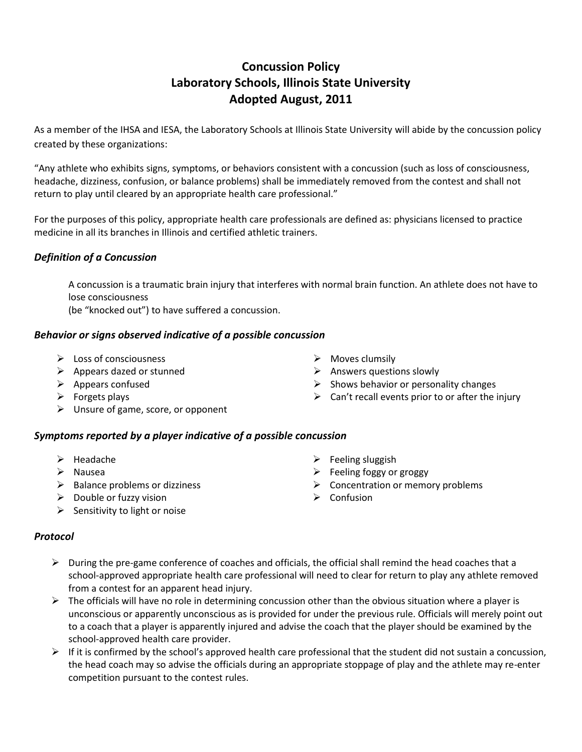# Concussion Policy
# Laboratory Schools, Illinois State University
# Adopted August, 2011

As a member of the IHSA and IESA, the Laboratory Schools at Illinois State University will abide by the concussion policy created by these organizations:

"Any athlete who exhibits signs, symptoms, or behaviors consistent with a concussion (such as loss of consciousness, headache, dizziness, confusion, or balance problems) shall be immediately removed from the contest and shall not return to play until cleared by an appropriate health care professional."

For the purposes of this policy, appropriate health care professionals are defined as: physicians licensed to practice medicine in all its branches in Illinois and certified athletic trainers.

### *Definition of a Concussion*

A concussion is a traumatic brain injury that interferes with normal brain function. An athlete does not have to lose consciousness
(be "knocked out") to have suffered a concussion.

### *Behavior or signs observed indicative of a possible concussion*

- Loss of consciousness
- Appears dazed or stunned
- Appears confused
- Forgets plays
- Unsure of game, score, or opponent
- Moves clumsily
- Answers questions slowly
- Shows behavior or personality changes
- Can't recall events prior to or after the injury

### *Symptoms reported by a player indicative of a possible concussion*

- Headache
- Nausea
- Balance problems or dizziness
- Double or fuzzy vision
- Sensitivity to light or noise
- Feeling sluggish
- Feeling foggy or groggy
- Concentration or memory problems
- Confusion

### *Protocol*

- During the pre-game conference of coaches and officials, the official shall remind the head coaches that a school-approved appropriate health care professional will need to clear for return to play any athlete removed from a contest for an apparent head injury.
- The officials will have no role in determining concussion other than the obvious situation where a player is unconscious or apparently unconscious as is provided for under the previous rule. Officials will merely point out to a coach that a player is apparently injured and advise the coach that the player should be examined by the school-approved health care provider.
- If it is confirmed by the school's approved health care professional that the student did not sustain a concussion, the head coach may so advise the officials during an appropriate stoppage of play and the athlete may re-enter competition pursuant to the contest rules.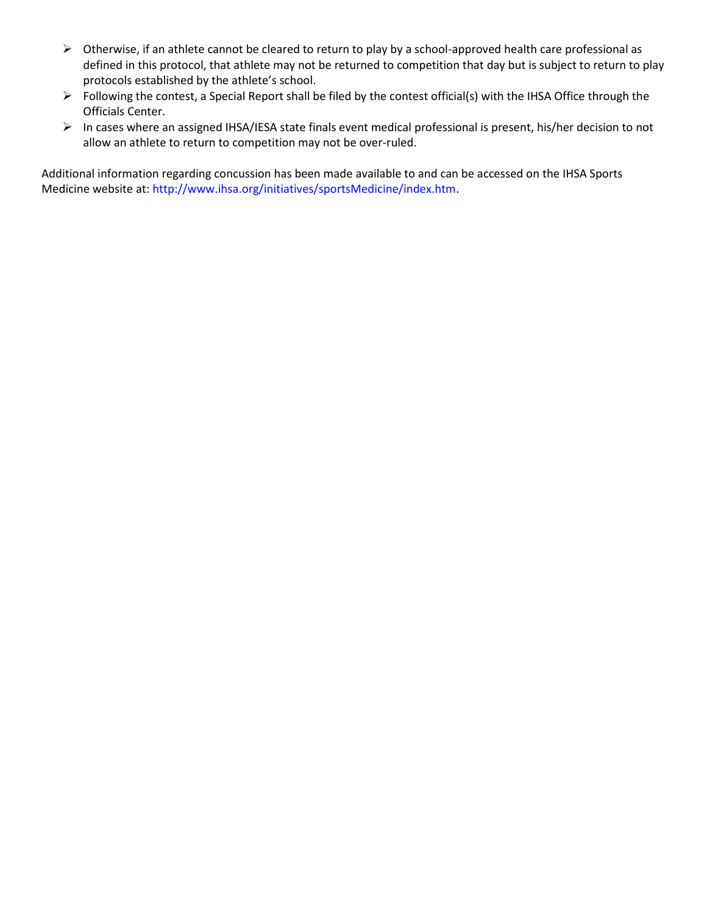- Otherwise, if an athlete cannot be cleared to return to play by a school-approved health care professional as defined in this protocol, that athlete may not be returned to competition that day but is subject to return to play protocols established by the athlete's school.
- Following the contest, a Special Report shall be filed by the contest official(s) with the IHSA Office through the Officials Center.
- In cases where an assigned IHSA/IESA state finals event medical professional is present, his/her decision to not allow an athlete to return to competition may not be over-ruled.

Additional information regarding concussion has been made available to and can be accessed on the IHSA Sports Medicine website at: http://www.ihsa.org/initiatives/sportsMedicine/index.htm.